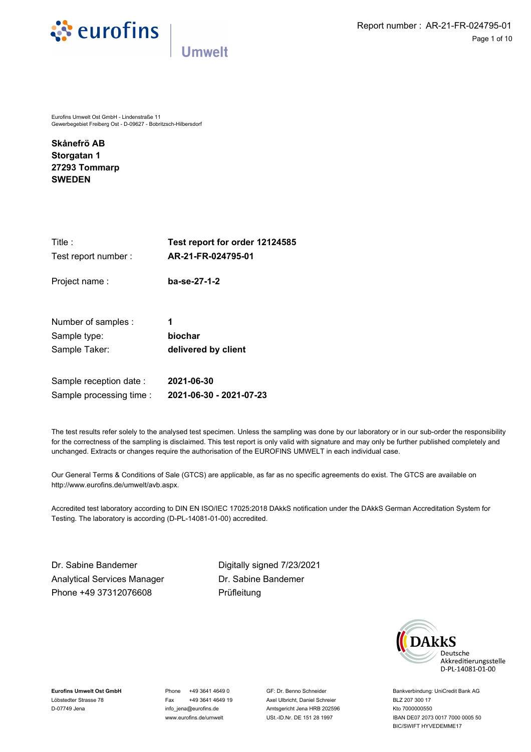Eurofins Umwelt Ost GmbH - Lindenstraße 11
Gewerbegebiet Freiberg Ost - D-09627 - Bobritzsch-Hilbersdorf

**Skånefrö AB**
**Storgatan 1**
**27293 Tommarp**
**SWEDEN**

| | |
|---|---|
| Title : | **Test report for order 12124585** |
| Test report number : | **AR-21-FR-024795-01** |
| Project name : | **ba-se-27-1-2** |
| Number of samples : | **1** |
| Sample type: | **biochar** |
| Sample Taker: | **delivered by client** |
| Sample reception date : | **2021-06-30** |
| Sample processing time : | **2021-06-30 - 2021-07-23** |

The test results refer solely to the analysed test specimen. Unless the sampling was done by our laboratory or in our sub-order the responsibility for the correctness of the sampling is disclaimed. This test report is only valid with signature and may only be further published completely and unchanged. Extracts or changes require the authorisation of the EUROFINS UMWELT in each individual case.

Our General Terms & Conditions of Sale (GTCS) are applicable, as far as no specific agreements do exist. The GTCS are available on http://www.eurofins.de/umwelt/avb.aspx.

Accredited test laboratory according to DIN EN ISO/IEC 17025:2018 DAkkS notification under the DAkkS German Accreditation System for Testing. The laboratory is according (D-PL-14081-01-00) accredited.

Dr. Sabine Bandemer
Analytical Services Manager
Phone +49 37312076608

Digitally signed 7/23/2021
Dr. Sabine Bandemer
Prüfleitung

DAkkS Deutsche Akkreditierungsstelle D-PL-14081-01-00

**Eurofins Umwelt Ost GmbH**
Löbstedter Strasse 78
D-07749 Jena

Phone +49 3641 4649 0
Fax +49 3641 4649 19
info_jena@eurofins.de
www.eurofins.de/umwelt

GF: Dr. Benno Schneider
Axel Ulbricht, Daniel Schreier
Amtsgericht Jena HRB 202596
USt.-ID.Nr. DE 151 28 1997

Bankverbindung: UniCredit Bank AG
BLZ 207 300 17
Kto 7000000550
IBAN DE07 2073 0017 7000 0005 50
BIC/SWIFT HYVEDEMME17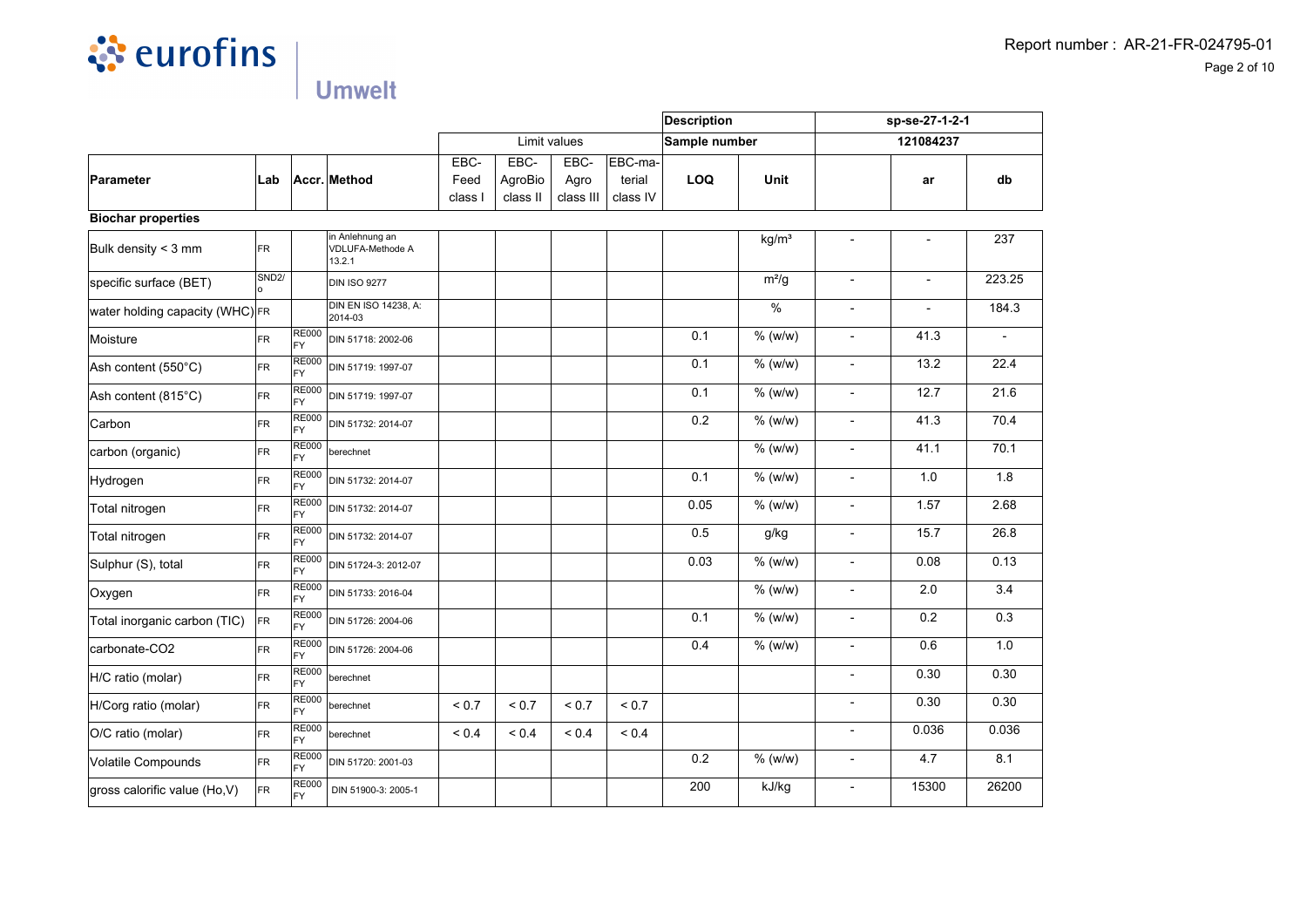| | | | | Limit values | | | | Description | | sp-se-27-1-2-1 | | |
|---|---|---|---|---|---|---|---|---|---|---|---|---|
| | | | | | | | | Sample number | | 121084237 | | |
| Parameter | Lab | Accr. | Method | EBC-Feed class I | EBC-AgroBio class II | EBC-Agro class III | EBC-material class IV | LOQ | Unit | | ar | db |
| **Biochar properties** | | | | | | | | | | | | |
| Bulk density < 3 mm | FR | | in Anlehnung an VDLUFA-Methode A 13.2.1 | | | | | | kg/m³ | - | - | 237 |
| specific surface (BET) | SND2/o | | DIN ISO 9277 | | | | | | m²/g | - | - | 223.25 |
| water holding capacity (WHC) | FR | | DIN EN ISO 14238, A: 2014-03 | | | | | | % | - | - | 184.3 |
| Moisture | FR | RE000FY | DIN 51718: 2002-06 | | | | | 0.1 | % (w/w) | - | 41.3 | - |
| Ash content (550°C) | FR | RE000FY | DIN 51719: 1997-07 | | | | | 0.1 | % (w/w) | - | 13.2 | 22.4 |
| Ash content (815°C) | FR | RE000FY | DIN 51719: 1997-07 | | | | | 0.1 | % (w/w) | - | 12.7 | 21.6 |
| Carbon | FR | RE000FY | DIN 51732: 2014-07 | | | | | 0.2 | % (w/w) | - | 41.3 | 70.4 |
| carbon (organic) | FR | RE000FY | berechnet | | | | | | % (w/w) | - | 41.1 | 70.1 |
| Hydrogen | FR | RE000FY | DIN 51732: 2014-07 | | | | | 0.1 | % (w/w) | - | 1.0 | 1.8 |
| Total nitrogen | FR | RE000FY | DIN 51732: 2014-07 | | | | | 0.05 | % (w/w) | - | 1.57 | 2.68 |
| Total nitrogen | FR | RE000FY | DIN 51732: 2014-07 | | | | | 0.5 | g/kg | - | 15.7 | 26.8 |
| Sulphur (S), total | FR | RE000FY | DIN 51724-3: 2012-07 | | | | | 0.03 | % (w/w) | - | 0.08 | 0.13 |
| Oxygen | FR | RE000FY | DIN 51733: 2016-04 | | | | | | % (w/w) | - | 2.0 | 3.4 |
| Total inorganic carbon (TIC) | FR | RE000FY | DIN 51726: 2004-06 | | | | | 0.1 | % (w/w) | - | 0.2 | 0.3 |
| carbonate-CO2 | FR | RE000FY | DIN 51726: 2004-06 | | | | | 0.4 | % (w/w) | - | 0.6 | 1.0 |
| H/C ratio (molar) | FR | RE000FY | berechnet | | | | | | | - | 0.30 | 0.30 |
| H/Corg ratio (molar) | FR | RE000FY | berechnet | < 0.7 | < 0.7 | < 0.7 | < 0.7 | | | - | 0.30 | 0.30 |
| O/C ratio (molar) | FR | RE000FY | berechnet | < 0.4 | < 0.4 | < 0.4 | < 0.4 | | | - | 0.036 | 0.036 |
| Volatile Compounds | FR | RE000FY | DIN 51720: 2001-03 | | | | | 0.2 | % (w/w) | - | 4.7 | 8.1 |
| gross calorific value (Ho,V) | FR | RE000FY | DIN 51900-3: 2005-1 | | | | | 200 | kJ/kg | - | 15300 | 26200 |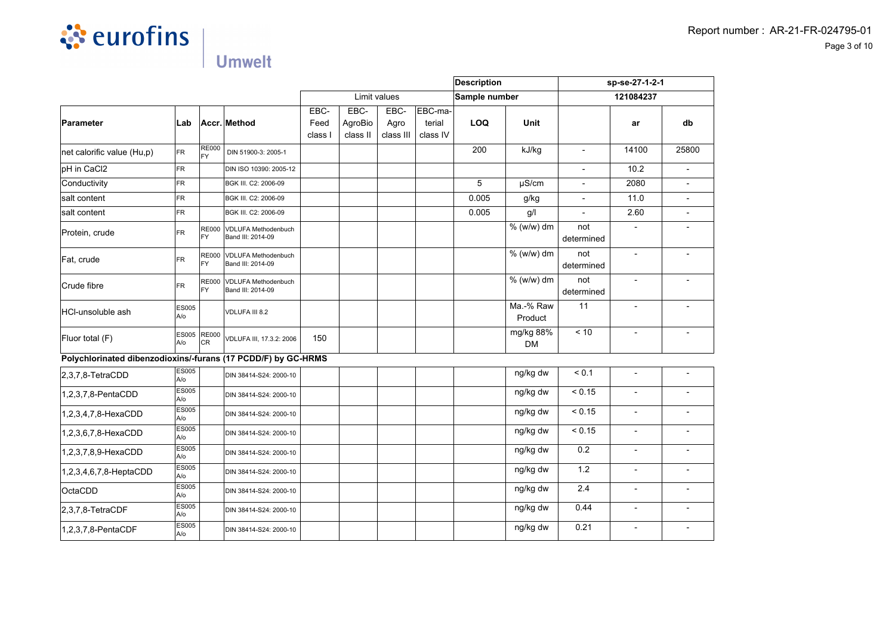| | | | | | | | | Description | | sp-se-27-1-2-1 | | |
|---|---|---|---|---|---|---|---|---|---|---|---|---|
| | | | | Limit values | | | | Sample number | | 121084237 | | |
| Parameter | Lab | Accr. | Method | EBC-Feed class I | EBC-AgroBio class II | EBC-Agro class III | EBC-material class IV | LOQ | Unit | | ar | db |
| net calorific value (Hu,p) | FR | RE000FY | DIN 51900-3: 2005-1 | | | | | 200 | kJ/kg | - | 14100 | 25800 |
| pH in CaCl2 | FR | | DIN ISO 10390: 2005-12 | | | | | | | - | 10.2 | - |
| Conductivity | FR | | BGK III. C2: 2006-09 | | | | | 5 | µS/cm | - | 2080 | - |
| salt content | FR | | BGK III. C2: 2006-09 | | | | | 0.005 | g/kg | - | 11.0 | - |
| salt content | FR | | BGK III. C2: 2006-09 | | | | | 0.005 | g/l | - | 2.60 | - |
| Protein, crude | FR | RE000FY | VDLUFA Methodenbuch Band III: 2014-09 | | | | | | % (w/w) dm | not determined | - | - |
| Fat, crude | FR | RE000FY | VDLUFA Methodenbuch Band III: 2014-09 | | | | | | % (w/w) dm | not determined | - | - |
| Crude fibre | FR | RE000FY | VDLUFA Methodenbuch Band III: 2014-09 | | | | | | % (w/w) dm | not determined | - | - |
| HCl-unsoluble ash | ES005A/o | | VDLUFA III 8.2 | | | | | | Ma.-% Raw Product | 11 | - | - |
| Fluor total (F) | ES005A/o | RE000CR | VDLUFA III, 17.3.2: 2006 | 150 | | | | | mg/kg 88% DM | < 10 | - | - |
| **Polychlorinated dibenzodioxins/-furans (17 PCDD/F) by GC-HRMS** | | | | | | | | | | | | |
| 2,3,7,8-TetraCDD | ES005A/o | | DIN 38414-S24: 2000-10 | | | | | | ng/kg dw | < 0.1 | - | - |
| 1,2,3,7,8-PentaCDD | ES005A/o | | DIN 38414-S24: 2000-10 | | | | | | ng/kg dw | < 0.15 | - | - |
| 1,2,3,4,7,8-HexaCDD | ES005A/o | | DIN 38414-S24: 2000-10 | | | | | | ng/kg dw | < 0.15 | - | - |
| 1,2,3,6,7,8-HexaCDD | ES005A/o | | DIN 38414-S24: 2000-10 | | | | | | ng/kg dw | < 0.15 | - | - |
| 1,2,3,7,8,9-HexaCDD | ES005A/o | | DIN 38414-S24: 2000-10 | | | | | | ng/kg dw | 0.2 | - | - |
| 1,2,3,4,6,7,8-HeptaCDD | ES005A/o | | DIN 38414-S24: 2000-10 | | | | | | ng/kg dw | 1.2 | - | - |
| OctaCDD | ES005A/o | | DIN 38414-S24: 2000-10 | | | | | | ng/kg dw | 2.4 | - | - |
| 2,3,7,8-TetraCDF | ES005A/o | | DIN 38414-S24: 2000-10 | | | | | | ng/kg dw | 0.44 | - | - |
| 1,2,3,7,8-PentaCDF | ES005A/o | | DIN 38414-S24: 2000-10 | | | | | | ng/kg dw | 0.21 | - | - |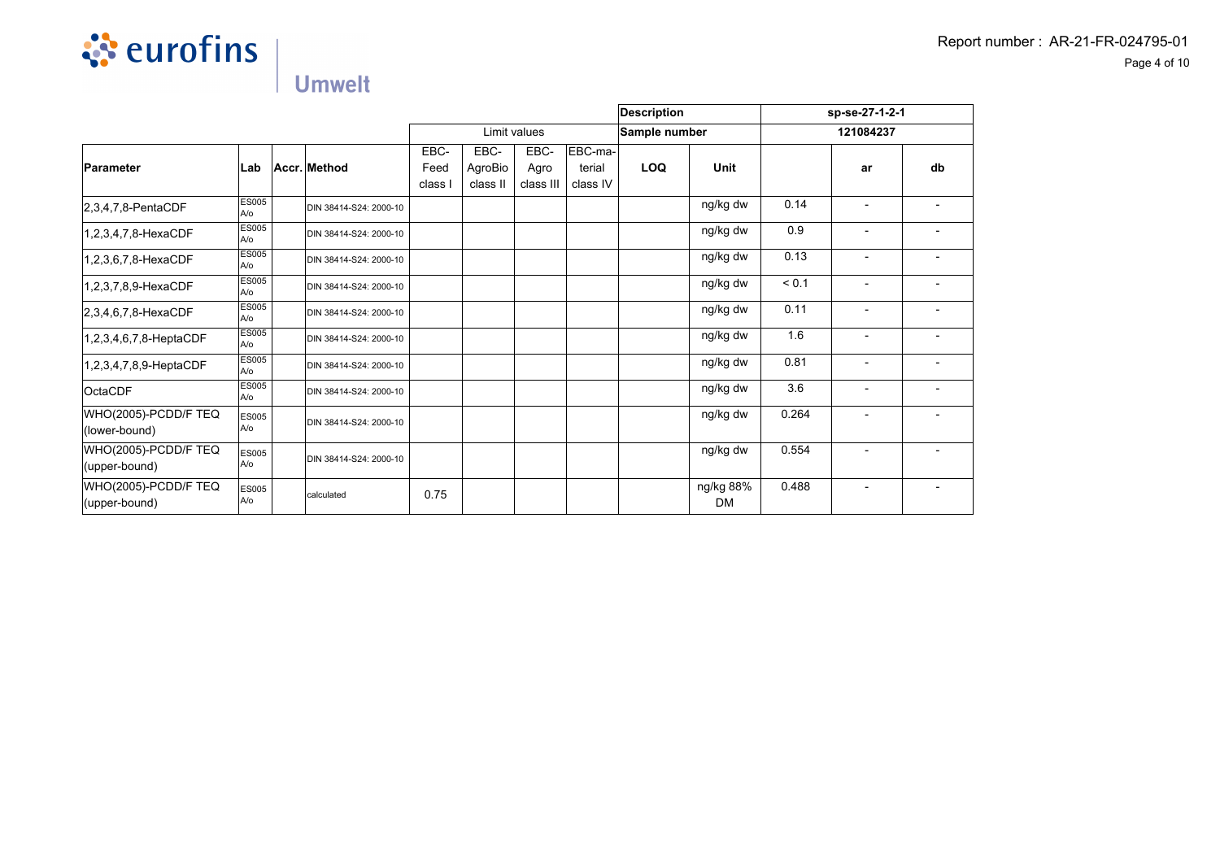| | | | | | | | | Description | | sp-se-27-1-2-1 | | |
|---|---|---|---|---|---|---|---|---|---|---|---|---|
| | | | | Limit values | | | | Sample number | | 121084237 | | |
| Parameter | Lab | Accr. | Method | EBC-Feed class I | EBC-AgroBio class II | EBC-Agro class III | EBC-material class IV | LOQ | Unit | | ar | db |
| 2,3,4,7,8-PentaCDF | ES005 A/o | | DIN 38414-S24: 2000-10 | | | | | | ng/kg dw | 0.14 | - | - |
| 1,2,3,4,7,8-HexaCDF | ES005 A/o | | DIN 38414-S24: 2000-10 | | | | | | ng/kg dw | 0.9 | - | - |
| 1,2,3,6,7,8-HexaCDF | ES005 A/o | | DIN 38414-S24: 2000-10 | | | | | | ng/kg dw | 0.13 | - | - |
| 1,2,3,7,8,9-HexaCDF | ES005 A/o | | DIN 38414-S24: 2000-10 | | | | | | ng/kg dw | < 0.1 | - | - |
| 2,3,4,6,7,8-HexaCDF | ES005 A/o | | DIN 38414-S24: 2000-10 | | | | | | ng/kg dw | 0.11 | - | - |
| 1,2,3,4,6,7,8-HeptaCDF | ES005 A/o | | DIN 38414-S24: 2000-10 | | | | | | ng/kg dw | 1.6 | - | - |
| 1,2,3,4,7,8,9-HeptaCDF | ES005 A/o | | DIN 38414-S24: 2000-10 | | | | | | ng/kg dw | 0.81 | - | - |
| OctaCDF | ES005 A/o | | DIN 38414-S24: 2000-10 | | | | | | ng/kg dw | 3.6 | - | - |
| WHO(2005)-PCDD/F TEQ (lower-bound) | ES005 A/o | | DIN 38414-S24: 2000-10 | | | | | | ng/kg dw | 0.264 | - | - |
| WHO(2005)-PCDD/F TEQ (upper-bound) | ES005 A/o | | DIN 38414-S24: 2000-10 | | | | | | ng/kg dw | 0.554 | - | - |
| WHO(2005)-PCDD/F TEQ (upper-bound) | ES005 A/o | | calculated | 0.75 | | | | | ng/kg 88% DM | 0.488 | - | - |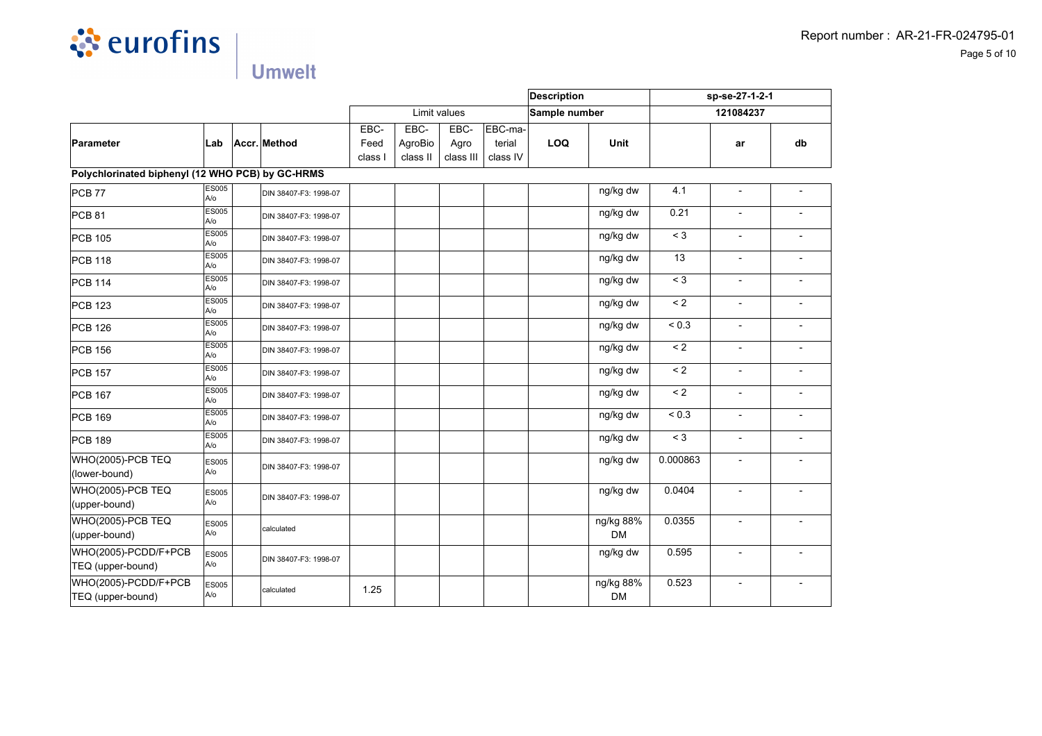| | | | | | | | | Description | | sp-se-27-1-2-1 | | |
|---|---|---|---|---|---|---|---|---|---|---|---|---|
| | | | | Limit values | | | | Sample number | | 121084237 | | |
| Parameter | Lab | Accr. | Method | EBC-Feed class I | EBC-AgroBio class II | EBC-Agro class III | EBC-material class IV | LOQ | Unit | | ar | db |
| **Polychlorinated biphenyl (12 WHO PCB) by GC-HRMS** | | | | | | | | | | | | |
| PCB 77 | ES005 A/o | | DIN 38407-F3: 1998-07 | | | | | | ng/kg dw | 4.1 | - | - |
| PCB 81 | ES005 A/o | | DIN 38407-F3: 1998-07 | | | | | | ng/kg dw | 0.21 | - | - |
| PCB 105 | ES005 A/o | | DIN 38407-F3: 1998-07 | | | | | | ng/kg dw | < 3 | - | - |
| PCB 118 | ES005 A/o | | DIN 38407-F3: 1998-07 | | | | | | ng/kg dw | 13 | - | - |
| PCB 114 | ES005 A/o | | DIN 38407-F3: 1998-07 | | | | | | ng/kg dw | < 3 | - | - |
| PCB 123 | ES005 A/o | | DIN 38407-F3: 1998-07 | | | | | | ng/kg dw | < 2 | - | - |
| PCB 126 | ES005 A/o | | DIN 38407-F3: 1998-07 | | | | | | ng/kg dw | < 0.3 | - | - |
| PCB 156 | ES005 A/o | | DIN 38407-F3: 1998-07 | | | | | | ng/kg dw | < 2 | - | - |
| PCB 157 | ES005 A/o | | DIN 38407-F3: 1998-07 | | | | | | ng/kg dw | < 2 | - | - |
| PCB 167 | ES005 A/o | | DIN 38407-F3: 1998-07 | | | | | | ng/kg dw | < 2 | - | - |
| PCB 169 | ES005 A/o | | DIN 38407-F3: 1998-07 | | | | | | ng/kg dw | < 0.3 | - | - |
| PCB 189 | ES005 A/o | | DIN 38407-F3: 1998-07 | | | | | | ng/kg dw | < 3 | - | - |
| WHO(2005)-PCB TEQ (lower-bound) | ES005 A/o | | DIN 38407-F3: 1998-07 | | | | | | ng/kg dw | 0.000863 | - | - |
| WHO(2005)-PCB TEQ (upper-bound) | ES005 A/o | | DIN 38407-F3: 1998-07 | | | | | | ng/kg dw | 0.0404 | - | - |
| WHO(2005)-PCB TEQ (upper-bound) | ES005 A/o | | calculated | | | | | | ng/kg 88% DM | 0.0355 | - | - |
| WHO(2005)-PCDD/F+PCB TEQ (upper-bound) | ES005 A/o | | DIN 38407-F3: 1998-07 | | | | | | ng/kg dw | 0.595 | - | - |
| WHO(2005)-PCDD/F+PCB TEQ (upper-bound) | ES005 A/o | | calculated | 1.25 | | | | | ng/kg 88% DM | 0.523 | - | - |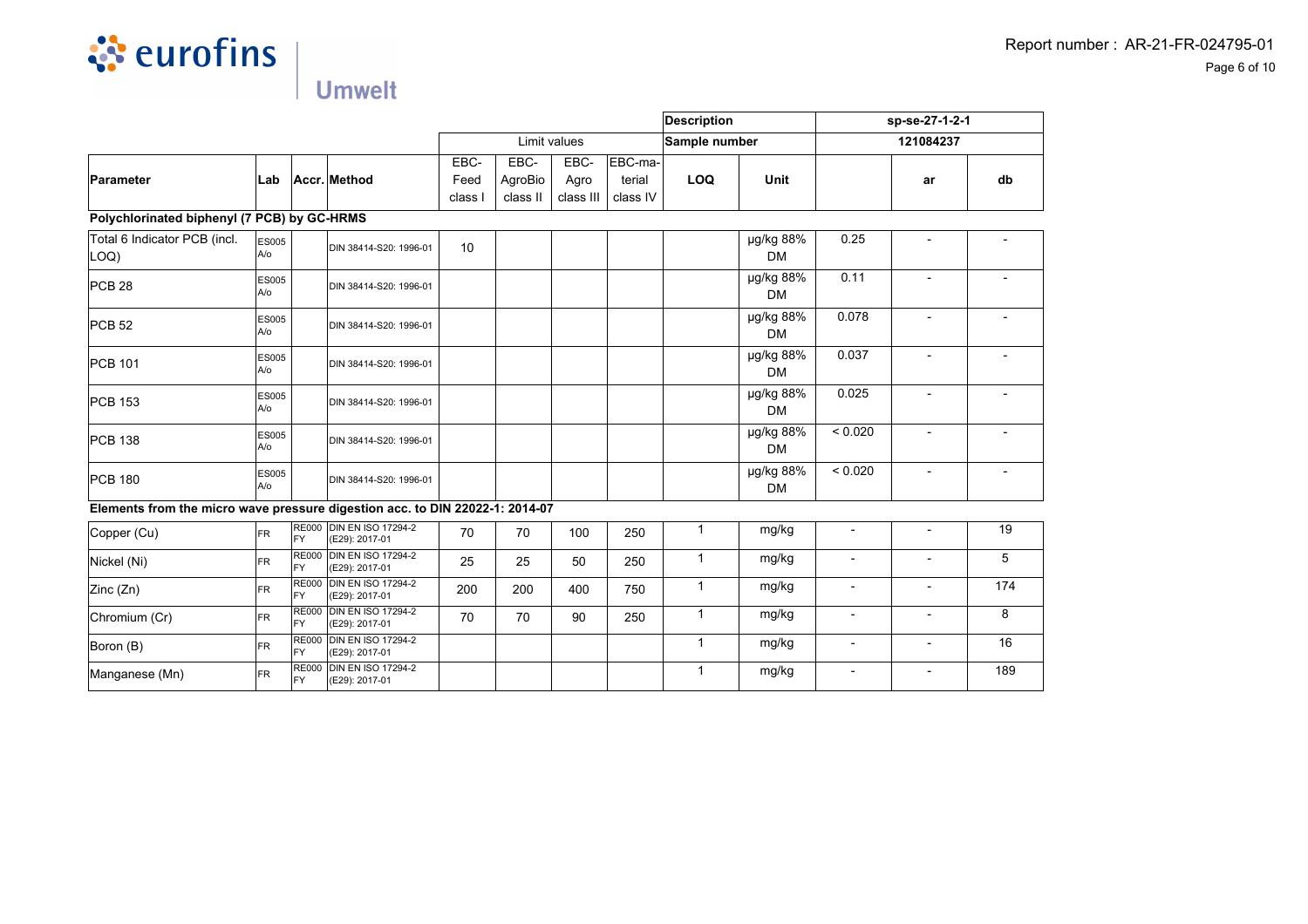|  |  |  |  | Limit values |  |  |  | Description |  | sp-se-27-1-2-1 |  |  |
|---|---|---|---|---|---|---|---|---|---|---|---|---|
|  |  |  |  |  |  |  |  | Sample number |  | 121084237 |  |  |
| Parameter | Lab | Accr. | Method | EBC-Feed class I | EBC-AgroBio class II | EBC-Agro class III | EBC-material class IV | LOQ | Unit |  | ar | db |
| **Polychlorinated biphenyl (7 PCB) by GC-HRMS** |  |  |  |  |  |  |  |  |  |  |  |  |
| Total 6 Indicator PCB (incl. LOQ) | ES005 A/o |  | DIN 38414-S20: 1996-01 | 10 |  |  |  |  | µg/kg 88% DM | 0.25 | - | - |
| PCB 28 | ES005 A/o |  | DIN 38414-S20: 1996-01 |  |  |  |  |  | µg/kg 88% DM | 0.11 | - | - |
| PCB 52 | ES005 A/o |  | DIN 38414-S20: 1996-01 |  |  |  |  |  | µg/kg 88% DM | 0.078 | - | - |
| PCB 101 | ES005 A/o |  | DIN 38414-S20: 1996-01 |  |  |  |  |  | µg/kg 88% DM | 0.037 | - | - |
| PCB 153 | ES005 A/o |  | DIN 38414-S20: 1996-01 |  |  |  |  |  | µg/kg 88% DM | 0.025 | - | - |
| PCB 138 | ES005 A/o |  | DIN 38414-S20: 1996-01 |  |  |  |  |  | µg/kg 88% DM | < 0.020 | - | - |
| PCB 180 | ES005 A/o |  | DIN 38414-S20: 1996-01 |  |  |  |  |  | µg/kg 88% DM | < 0.020 | - | - |
| **Elements from the micro wave pressure digestion acc. to DIN 22022-1: 2014-07** |  |  |  |  |  |  |  |  |  |  |  |  |
| Copper (Cu) | FR | RE000 FY | DIN EN ISO 17294-2 (E29): 2017-01 | 70 | 70 | 100 | 250 | 1 | mg/kg | - | - | 19 |
| Nickel (Ni) | FR | RE000 FY | DIN EN ISO 17294-2 (E29): 2017-01 | 25 | 25 | 50 | 250 | 1 | mg/kg | - | - | 5 |
| Zinc (Zn) | FR | RE000 FY | DIN EN ISO 17294-2 (E29): 2017-01 | 200 | 200 | 400 | 750 | 1 | mg/kg | - | - | 174 |
| Chromium (Cr) | FR | RE000 FY | DIN EN ISO 17294-2 (E29): 2017-01 | 70 | 70 | 90 | 250 | 1 | mg/kg | - | - | 8 |
| Boron (B) | FR | RE000 FY | DIN EN ISO 17294-2 (E29): 2017-01 |  |  |  |  | 1 | mg/kg | - | - | 16 |
| Manganese (Mn) | FR | RE000 FY | DIN EN ISO 17294-2 (E29): 2017-01 |  |  |  |  | 1 | mg/kg | - | - | 189 |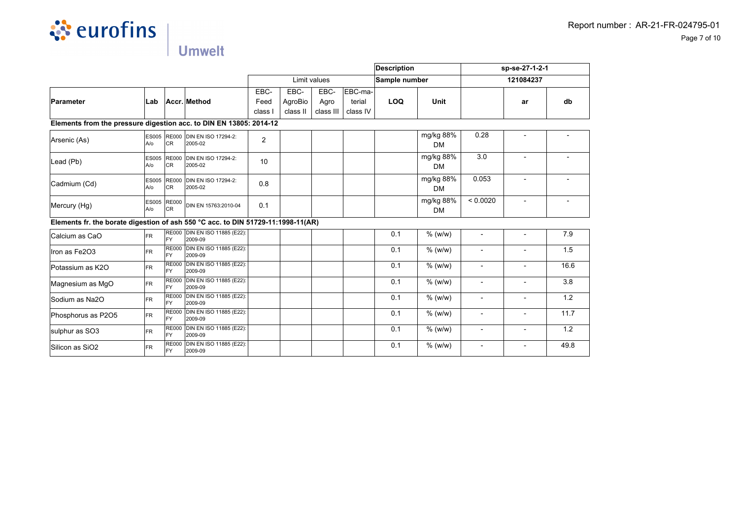| | | | | | | | | Description | | sp-se-27-1-2-1 | | |
|---|---|---|---|---|---|---|---|---|---|---|---|---|
| | | | | Limit values | | | | Sample number | | 121084237 | | |
| Parameter | Lab | Accr. | Method | EBC-Feed class I | EBC-AgroBio class II | EBC-Agro class III | EBC-material class IV | LOQ | Unit | | ar | db |
| **Elements from the pressure digestion acc. to DIN EN 13805: 2014-12** | | | | | | | | | | | | |
| Arsenic (As) | ES005 A/o | RE000 CR | DIN EN ISO 17294-2: 2005-02 | 2 | | | | | mg/kg 88% DM | 0.28 | - | - |
| Lead (Pb) | ES005 A/o | RE000 CR | DIN EN ISO 17294-2: 2005-02 | 10 | | | | | mg/kg 88% DM | 3.0 | - | - |
| Cadmium (Cd) | ES005 A/o | RE000 CR | DIN EN ISO 17294-2: 2005-02 | 0.8 | | | | | mg/kg 88% DM | 0.053 | - | - |
| Mercury (Hg) | ES005 A/o | RE000 CR | DIN EN 15763:2010-04 | 0.1 | | | | | mg/kg 88% DM | < 0.0020 | - | - |
| **Elements fr. the borate digestion of ash 550 °C acc. to DIN 51729-11:1998-11(AR)** | | | | | | | | | | | | |
| Calcium as CaO | FR | RE000 FY | DIN EN ISO 11885 (E22): 2009-09 | | | | | 0.1 | % (w/w) | - | - | 7.9 |
| Iron as Fe2O3 | FR | RE000 FY | DIN EN ISO 11885 (E22): 2009-09 | | | | | 0.1 | % (w/w) | - | - | 1.5 |
| Potassium as K2O | FR | RE000 FY | DIN EN ISO 11885 (E22): 2009-09 | | | | | 0.1 | % (w/w) | - | - | 16.6 |
| Magnesium as MgO | FR | RE000 FY | DIN EN ISO 11885 (E22): 2009-09 | | | | | 0.1 | % (w/w) | - | - | 3.8 |
| Sodium as Na2O | FR | RE000 FY | DIN EN ISO 11885 (E22): 2009-09 | | | | | 0.1 | % (w/w) | - | - | 1.2 |
| Phosphorus as P2O5 | FR | RE000 FY | DIN EN ISO 11885 (E22): 2009-09 | | | | | 0.1 | % (w/w) | - | - | 11.7 |
| sulphur as SO3 | FR | RE000 FY | DIN EN ISO 11885 (E22): 2009-09 | | | | | 0.1 | % (w/w) | - | - | 1.2 |
| Silicon as SiO2 | FR | RE000 FY | DIN EN ISO 11885 (E22): 2009-09 | | | | | 0.1 | % (w/w) | - | - | 49.8 |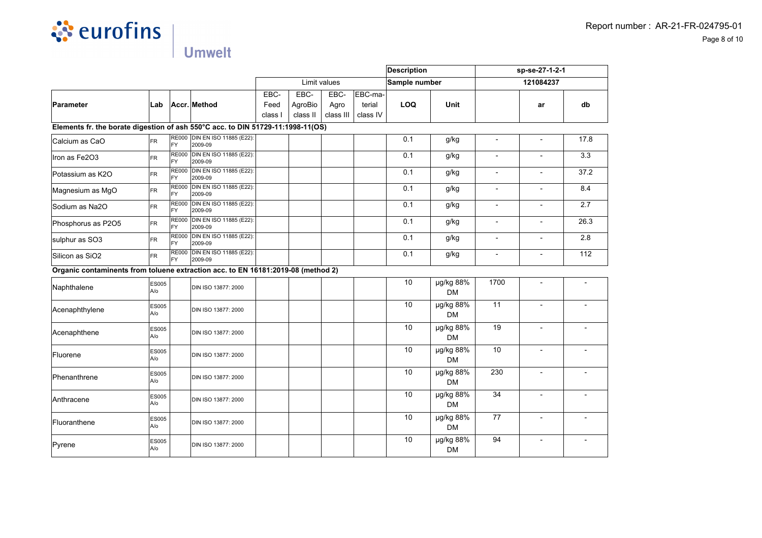| | | | | Limit values | | | | Description | | sp-se-27-1-2-1 | | |
|---|---|---|---|---|---|---|---|---|---|---|---|---|
| | | | | | | | | Sample number | | 121084237 | | |
| Parameter | Lab | Accr. | Method | EBC-Feed class I | EBC-AgroBio class II | EBC-Agro class III | EBC-material class IV | LOQ | Unit | | ar | db |
| **Elements fr. the borate digestion of ash 550°C acc. to DIN 51729-11:1998-11(OS)** | | | | | | | | | | | | |
| Calcium as CaO | FR | RE000FY | DIN EN ISO 11885 (E22): 2009-09 | | | | | 0.1 | g/kg | - | - | 17.8 |
| Iron as Fe2O3 | FR | RE000FY | DIN EN ISO 11885 (E22): 2009-09 | | | | | 0.1 | g/kg | - | - | 3.3 |
| Potassium as K2O | FR | RE000FY | DIN EN ISO 11885 (E22): 2009-09 | | | | | 0.1 | g/kg | - | - | 37.2 |
| Magnesium as MgO | FR | RE000FY | DIN EN ISO 11885 (E22): 2009-09 | | | | | 0.1 | g/kg | - | - | 8.4 |
| Sodium as Na2O | FR | RE000FY | DIN EN ISO 11885 (E22): 2009-09 | | | | | 0.1 | g/kg | - | - | 2.7 |
| Phosphorus as P2O5 | FR | RE000FY | DIN EN ISO 11885 (E22): 2009-09 | | | | | 0.1 | g/kg | - | - | 26.3 |
| sulphur as SO3 | FR | RE000FY | DIN EN ISO 11885 (E22): 2009-09 | | | | | 0.1 | g/kg | - | - | 2.8 |
| Silicon as SiO2 | FR | RE000FY | DIN EN ISO 11885 (E22): 2009-09 | | | | | 0.1 | g/kg | - | - | 112 |
| **Organic contaminents from toluene extraction acc. to EN 16181:2019-08 (method 2)** | | | | | | | | | | | | |
| Naphthalene | ES005 A/o | | DIN ISO 13877: 2000 | | | | | 10 | µg/kg 88% DM | 1700 | - | - |
| Acenaphthylene | ES005 A/o | | DIN ISO 13877: 2000 | | | | | 10 | µg/kg 88% DM | 11 | - | - |
| Acenaphthene | ES005 A/o | | DIN ISO 13877: 2000 | | | | | 10 | µg/kg 88% DM | 19 | - | - |
| Fluorene | ES005 A/o | | DIN ISO 13877: 2000 | | | | | 10 | µg/kg 88% DM | 10 | - | - |
| Phenanthrene | ES005 A/o | | DIN ISO 13877: 2000 | | | | | 10 | µg/kg 88% DM | 230 | - | - |
| Anthracene | ES005 A/o | | DIN ISO 13877: 2000 | | | | | 10 | µg/kg 88% DM | 34 | - | - |
| Fluoranthene | ES005 A/o | | DIN ISO 13877: 2000 | | | | | 10 | µg/kg 88% DM | 77 | - | - |
| Pyrene | ES005 A/o | | DIN ISO 13877: 2000 | | | | | 10 | µg/kg 88% DM | 94 | - | - |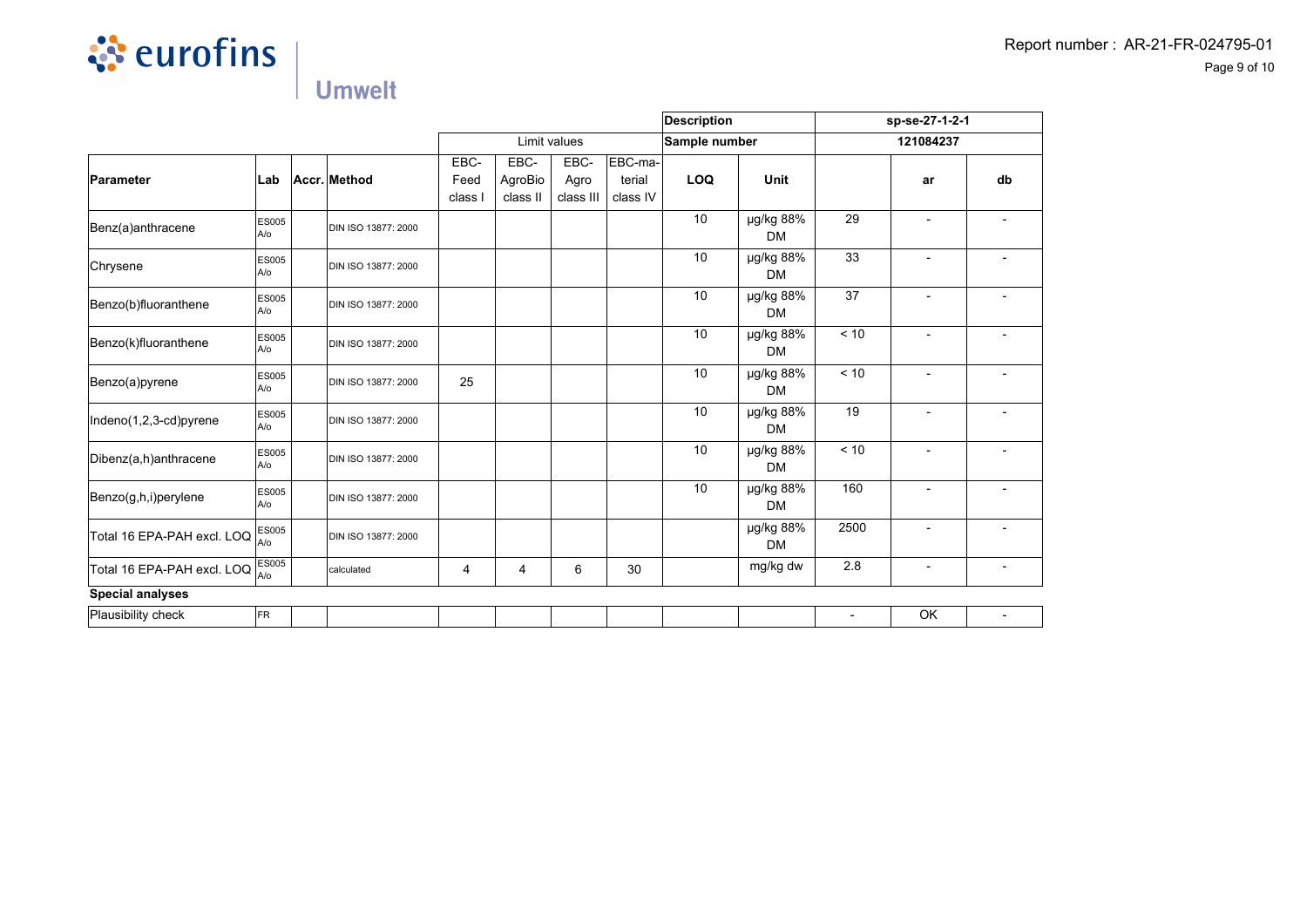| Parameter | Lab | Accr. | Method | Limit values | | | | Description | | sp-se-27-1-2-1 | | |
|---|---|---|---|---|---|---|---|---|---|---|---|---|
| | | | | | | | | Sample number | | 121084237 | | |
| | | | | EBC-Feed class I | EBC-AgroBio class II | EBC-Agro class III | EBC-material class IV | LOQ | Unit | | ar | db |
| Benz(a)anthracene | ES005 A/o | | DIN ISO 13877: 2000 | | | | | 10 | µg/kg 88% DM | 29 | - | - |
| Chrysene | ES005 A/o | | DIN ISO 13877: 2000 | | | | | 10 | µg/kg 88% DM | 33 | - | - |
| Benzo(b)fluoranthene | ES005 A/o | | DIN ISO 13877: 2000 | | | | | 10 | µg/kg 88% DM | 37 | - | - |
| Benzo(k)fluoranthene | ES005 A/o | | DIN ISO 13877: 2000 | | | | | 10 | µg/kg 88% DM | < 10 | - | - |
| Benzo(a)pyrene | ES005 A/o | | DIN ISO 13877: 2000 | 25 | | | | 10 | µg/kg 88% DM | < 10 | - | - |
| Indeno(1,2,3-cd)pyrene | ES005 A/o | | DIN ISO 13877: 2000 | | | | | 10 | µg/kg 88% DM | 19 | - | - |
| Dibenz(a,h)anthracene | ES005 A/o | | DIN ISO 13877: 2000 | | | | | 10 | µg/kg 88% DM | < 10 | - | - |
| Benzo(g,h,i)perylene | ES005 A/o | | DIN ISO 13877: 2000 | | | | | 10 | µg/kg 88% DM | 160 | - | - |
| Total 16 EPA-PAH excl. LOQ | ES005 A/o | | DIN ISO 13877: 2000 | | | | | | µg/kg 88% DM | 2500 | - | - |
| Total 16 EPA-PAH excl. LOQ | ES005 A/o | | calculated | 4 | 4 | 6 | 30 | | mg/kg dw | 2.8 | - | - |
| **Special analyses** | | | | | | | | | | | | |
| Plausibility check | FR | | | | | | | | | - | OK | - |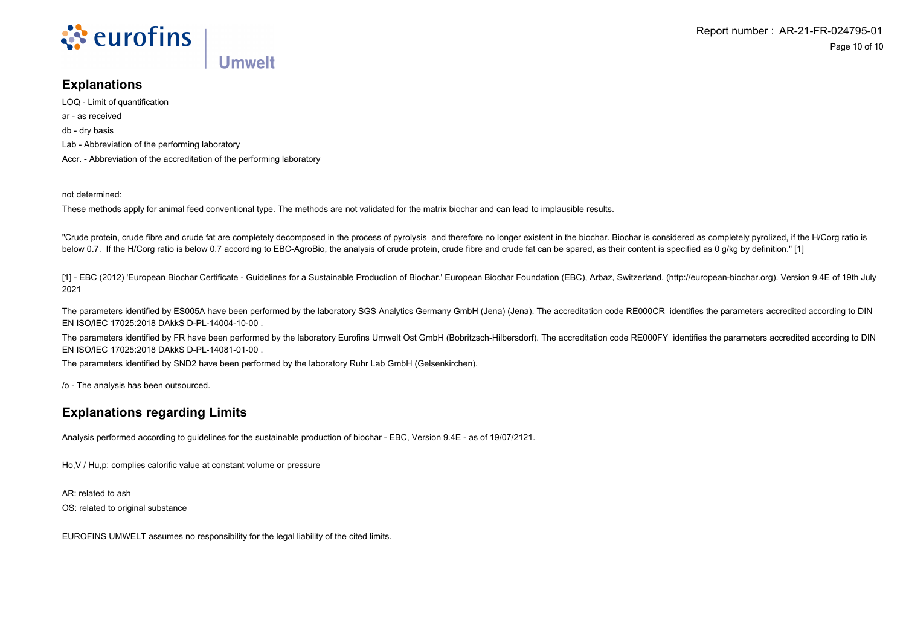## Explanations

LOQ - Limit of quantification

ar - as received

db - dry basis

Lab - Abbreviation of the performing laboratory

Accr. - Abbreviation of the accreditation of the performing laboratory

not determined:

These methods apply for animal feed conventional type. The methods are not validated for the matrix biochar and can lead to implausible results.

"Crude protein, crude fibre and crude fat are completely decomposed in the process of pyrolysis and therefore no longer existent in the biochar. Biochar is considered as completely pyrolized, if the H/Corg ratio is below 0.7. If the H/Corg ratio is below 0.7 according to EBC-AgroBio, the analysis of crude protein, crude fibre and crude fat can be spared, as their content is specified as 0 g/kg by definition." [1]

[1] - EBC (2012) 'European Biochar Certificate - Guidelines for a Sustainable Production of Biochar.' European Biochar Foundation (EBC), Arbaz, Switzerland. (http://european-biochar.org). Version 9.4E of 19th July 2021

The parameters identified by ES005A have been performed by the laboratory SGS Analytics Germany GmbH (Jena) (Jena). The accreditation code RE000CR identifies the parameters accredited according to DIN EN ISO/IEC 17025:2018 DAkkS D-PL-14004-10-00 .

The parameters identified by FR have been performed by the laboratory Eurofins Umwelt Ost GmbH (Bobritzsch-Hilbersdorf). The accreditation code RE000FY identifies the parameters accredited according to DIN EN ISO/IEC 17025:2018 DAkkS D-PL-14081-01-00 .

The parameters identified by SND2 have been performed by the laboratory Ruhr Lab GmbH (Gelsenkirchen).

/o - The analysis has been outsourced.

## Explanations regarding Limits

Analysis performed according to guidelines for the sustainable production of biochar - EBC, Version 9.4E - as of 19/07/2121.

Ho,V / Hu,p: complies calorific value at constant volume or pressure

AR: related to ash

OS: related to original substance

EUROFINS UMWELT assumes no responsibility for the legal liability of the cited limits.